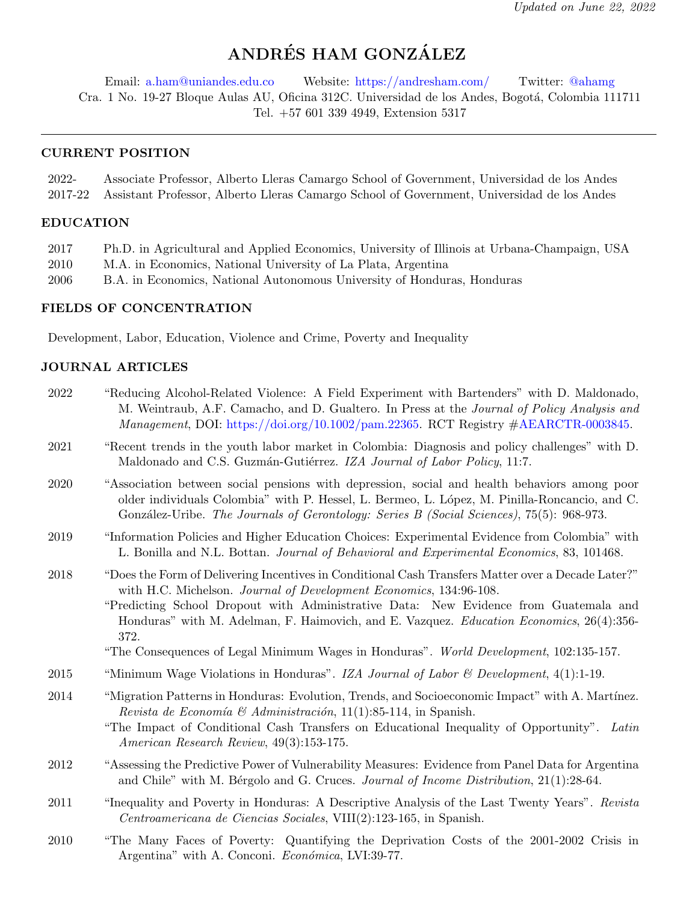*Updated on June 22, 2022*

# ANDRÉS HAM GONZÁLEZ

Email: a.ham@uniandes.edu.co Website: https://andresham.com/ Twitter: @ahamg
Cra. 1 No. 19-27 Bloque Aulas AU, Oficina 312C. Universidad de los Andes, Bogotá, Colombia 111711
Tel. +57 601 339 4949, Extension 5317

---

## CURRENT POSITION

2022- Associate Professor, Alberto Lleras Camargo School of Government, Universidad de los Andes
2017-22 Assistant Professor, Alberto Lleras Camargo School of Government, Universidad de los Andes

## EDUCATION

2017 Ph.D. in Agricultural and Applied Economics, University of Illinois at Urbana-Champaign, USA
2010 M.A. in Economics, National University of La Plata, Argentina
2006 B.A. in Economics, National Autonomous University of Honduras, Honduras

## FIELDS OF CONCENTRATION

Development, Labor, Education, Violence and Crime, Poverty and Inequality

## JOURNAL ARTICLES

2022 "Reducing Alcohol-Related Violence: A Field Experiment with Bartenders" with D. Maldonado, M. Weintraub, A.F. Camacho, and D. Gualtero. In Press at the *Journal of Policy Analysis and Management*, DOI: https://doi.org/10.1002/pam.22365. RCT Registry #AEARCTR-0003845.

2021 "Recent trends in the youth labor market in Colombia: Diagnosis and policy challenges" with D. Maldonado and C.S. Guzmán-Gutiérrez. *IZA Journal of Labor Policy*, 11:7.

2020 "Association between social pensions with depression, social and health behaviors among poor older individuals Colombia" with P. Hessel, L. Bermeo, L. López, M. Pinilla-Roncancio, and C. González-Uribe. *The Journals of Gerontology: Series B (Social Sciences)*, 75(5): 968-973.

2019 "Information Policies and Higher Education Choices: Experimental Evidence from Colombia" with L. Bonilla and N.L. Bottan. *Journal of Behavioral and Experimental Economics*, 83, 101468.

2018 "Does the Form of Delivering Incentives in Conditional Cash Transfers Matter over a Decade Later?" with H.C. Michelson. *Journal of Development Economics*, 134:96-108.

"Predicting School Dropout with Administrative Data: New Evidence from Guatemala and Honduras" with M. Adelman, F. Haimovich, and E. Vazquez. *Education Economics*, 26(4):356-372.

"The Consequences of Legal Minimum Wages in Honduras". *World Development*, 102:135-157.

2015 "Minimum Wage Violations in Honduras". *IZA Journal of Labor & Development*, 4(1):1-19.

2014 "Migration Patterns in Honduras: Evolution, Trends, and Socioeconomic Impact" with A. Martínez. *Revista de Economía & Administración*, 11(1):85-114, in Spanish.

"The Impact of Conditional Cash Transfers on Educational Inequality of Opportunity". *Latin American Research Review*, 49(3):153-175.

2012 "Assessing the Predictive Power of Vulnerability Measures: Evidence from Panel Data for Argentina and Chile" with M. Bérgolo and G. Cruces. *Journal of Income Distribution*, 21(1):28-64.

2011 "Inequality and Poverty in Honduras: A Descriptive Analysis of the Last Twenty Years". *Revista Centroamericana de Ciencias Sociales*, VIII(2):123-165, in Spanish.

2010 "The Many Faces of Poverty: Quantifying the Deprivation Costs of the 2001-2002 Crisis in Argentina" with A. Conconi. *Económica*, LVI:39-77.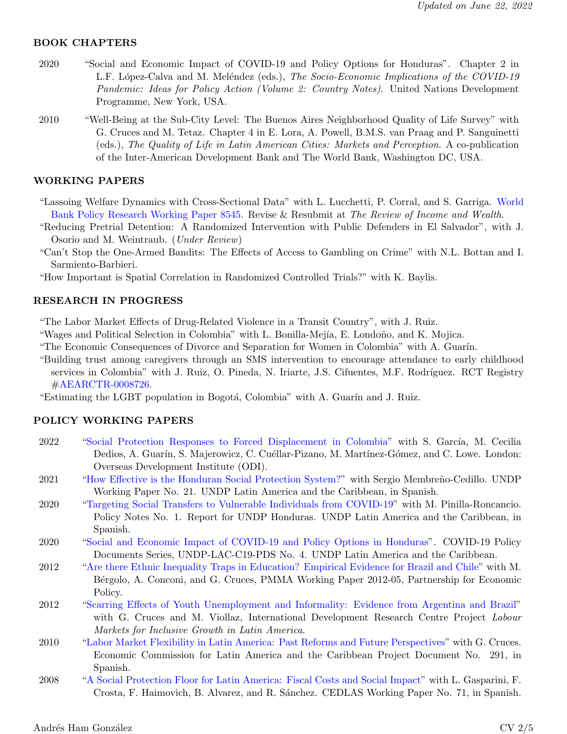### BOOK CHAPTERS

2020 "Social and Economic Impact of COVID-19 and Policy Options for Honduras". Chapter 2 in L.F. López-Calva and M. Meléndez (eds.), *The Socio-Economic Implications of the COVID-19 Pandemic: Ideas for Policy Action (Volume 2: Country Notes)*. United Nations Development Programme, New York, USA.

2010 "Well-Being at the Sub-City Level: The Buenos Aires Neighborhood Quality of Life Survey" with G. Cruces and M. Tetaz. Chapter 4 in E. Lora, A. Powell, B.M.S. van Praag and P. Sanguinetti (eds.), *The Quality of Life in Latin American Cities: Markets and Perception*. A co-publication of the Inter-American Development Bank and The World Bank, Washington DC, USA.

### WORKING PAPERS

"Lassoing Welfare Dynamics with Cross-Sectional Data" with L. Lucchetti, P. Corral, and S. Garriga. World Bank Policy Research Working Paper 8545. Revise & Resubmit at *The Review of Income and Wealth*.

"Reducing Pretrial Detention: A Randomized Intervention with Public Defenders in El Salvador", with J. Osorio and M. Weintraub. (*Under Review*)

"Can't Stop the One-Armed Bandits: The Effects of Access to Gambling on Crime" with N.L. Bottan and I. Sarmiento-Barbieri.

"How Important is Spatial Correlation in Randomized Controlled Trials?" with K. Baylis.

### RESEARCH IN PROGRESS

"The Labor Market Effects of Drug-Related Violence in a Transit Country", with J. Ruiz.

"Wages and Political Selection in Colombia" with L. Bonilla-Mejía, E. Londoño, and K. Mojica.

"The Economic Consequences of Divorce and Separation for Women in Colombia" with A. Guarín.

"Building trust among caregivers through an SMS intervention to encourage attendance to early childhood services in Colombia" with J. Ruiz, O. Pineda, N. Iriarte, J.S. Cifuentes, M.F. Rodríguez. RCT Registry #AEARCTR-0008726.

"Estimating the LGBT population in Bogotá, Colombia" with A. Guarín and J. Ruiz.

### POLICY WORKING PAPERS

2022 "Social Protection Responses to Forced Displacement in Colombia" with S. García, M. Cecilia Dedios, A. Guarín, S. Majerowicz, C. Cuéllar-Pizano, M. Martínez-Gómez, and C. Lowe. London: Overseas Development Institute (ODI).

2021 "How Effective is the Honduran Social Protection System?" with Sergio Membreño-Cedillo. UNDP Working Paper No. 21. UNDP Latin America and the Caribbean, in Spanish.

2020 "Targeting Social Transfers to Vulnerable Individuals from COVID-19" with M. Pinilla-Roncancio. Policy Notes No. 1. Report for UNDP Honduras. UNDP Latin America and the Caribbean, in Spanish.

2020 "Social and Economic Impact of COVID-19 and Policy Options in Honduras". COVID-19 Policy Documents Series, UNDP-LAC-C19-PDS No. 4. UNDP Latin America and the Caribbean.

2012 "Are there Ethnic Inequality Traps in Education? Empirical Evidence for Brazil and Chile" with M. Bérgolo, A. Conconi, and G. Cruces, PMMA Working Paper 2012-05, Partnership for Economic Policy.

2012 "Scarring Effects of Youth Unemployment and Informality: Evidence from Argentina and Brazil" with G. Cruces and M. Viollaz, International Development Research Centre Project *Labour Markets for Inclusive Growth in Latin America*.

2010 "Labor Market Flexibility in Latin America: Past Reforms and Future Perspectives" with G. Cruces. Economic Commission for Latin America and the Caribbean Project Document No. 291, in Spanish.

2008 "A Social Protection Floor for Latin America: Fiscal Costs and Social Impact" with L. Gasparini, F. Crosta, F. Haimovich, B. Alvarez, and R. Sánchez. CEDLAS Working Paper No. 71, in Spanish.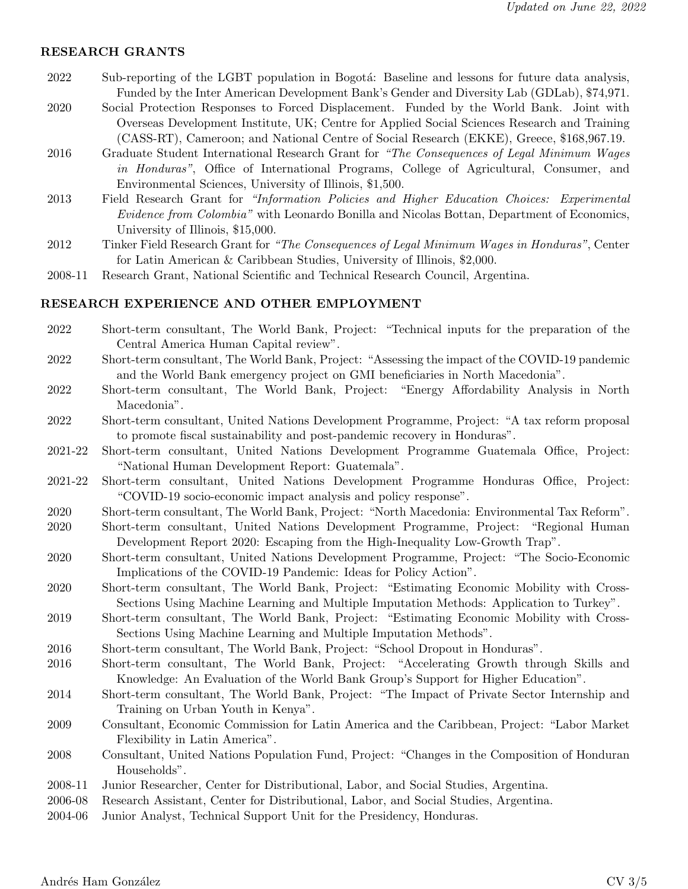## RESEARCH GRANTS

- 2022 Sub-reporting of the LGBT population in Bogotá: Baseline and lessons for future data analysis, Funded by the Inter American Development Bank's Gender and Diversity Lab (GDLab), $74,971.
- 2020 Social Protection Responses to Forced Displacement. Funded by the World Bank. Joint with Overseas Development Institute, UK; Centre for Applied Social Sciences Research and Training (CASS-RT), Cameroon; and National Centre of Social Research (EKKE), Greece, $168,967.19.
- 2016 Graduate Student International Research Grant for *"The Consequences of Legal Minimum Wages in Honduras"*, Office of International Programs, College of Agricultural, Consumer, and Environmental Sciences, University of Illinois, $1,500.
- 2013 Field Research Grant for *"Information Policies and Higher Education Choices: Experimental Evidence from Colombia"* with Leonardo Bonilla and Nicolas Bottan, Department of Economics, University of Illinois, $15,000.
- 2012 Tinker Field Research Grant for *"The Consequences of Legal Minimum Wages in Honduras"*, Center for Latin American & Caribbean Studies, University of Illinois, $2,000.
- 2008-11 Research Grant, National Scientific and Technical Research Council, Argentina.

## RESEARCH EXPERIENCE AND OTHER EMPLOYMENT

- 2022 Short-term consultant, The World Bank, Project: "Technical inputs for the preparation of the Central America Human Capital review".
- 2022 Short-term consultant, The World Bank, Project: "Assessing the impact of the COVID-19 pandemic and the World Bank emergency project on GMI beneficiaries in North Macedonia".
- 2022 Short-term consultant, The World Bank, Project: "Energy Affordability Analysis in North Macedonia".
- 2022 Short-term consultant, United Nations Development Programme, Project: "A tax reform proposal to promote fiscal sustainability and post-pandemic recovery in Honduras".
- 2021-22 Short-term consultant, United Nations Development Programme Guatemala Office, Project: "National Human Development Report: Guatemala".
- 2021-22 Short-term consultant, United Nations Development Programme Honduras Office, Project: "COVID-19 socio-economic impact analysis and policy response".
- 2020 Short-term consultant, The World Bank, Project: "North Macedonia: Environmental Tax Reform".
- 2020 Short-term consultant, United Nations Development Programme, Project: "Regional Human Development Report 2020: Escaping from the High-Inequality Low-Growth Trap".
- 2020 Short-term consultant, United Nations Development Programme, Project: "The Socio-Economic Implications of the COVID-19 Pandemic: Ideas for Policy Action".
- 2020 Short-term consultant, The World Bank, Project: "Estimating Economic Mobility with Cross-Sections Using Machine Learning and Multiple Imputation Methods: Application to Turkey".
- 2019 Short-term consultant, The World Bank, Project: "Estimating Economic Mobility with Cross-Sections Using Machine Learning and Multiple Imputation Methods".
- 2016 Short-term consultant, The World Bank, Project: "School Dropout in Honduras".
- 2016 Short-term consultant, The World Bank, Project: "Accelerating Growth through Skills and Knowledge: An Evaluation of the World Bank Group's Support for Higher Education".
- 2014 Short-term consultant, The World Bank, Project: "The Impact of Private Sector Internship and Training on Urban Youth in Kenya".
- 2009 Consultant, Economic Commission for Latin America and the Caribbean, Project: "Labor Market Flexibility in Latin America".
- 2008 Consultant, United Nations Population Fund, Project: "Changes in the Composition of Honduran Households".
- 2008-11 Junior Researcher, Center for Distributional, Labor, and Social Studies, Argentina.
- 2006-08 Research Assistant, Center for Distributional, Labor, and Social Studies, Argentina.
- 2004-06 Junior Analyst, Technical Support Unit for the Presidency, Honduras.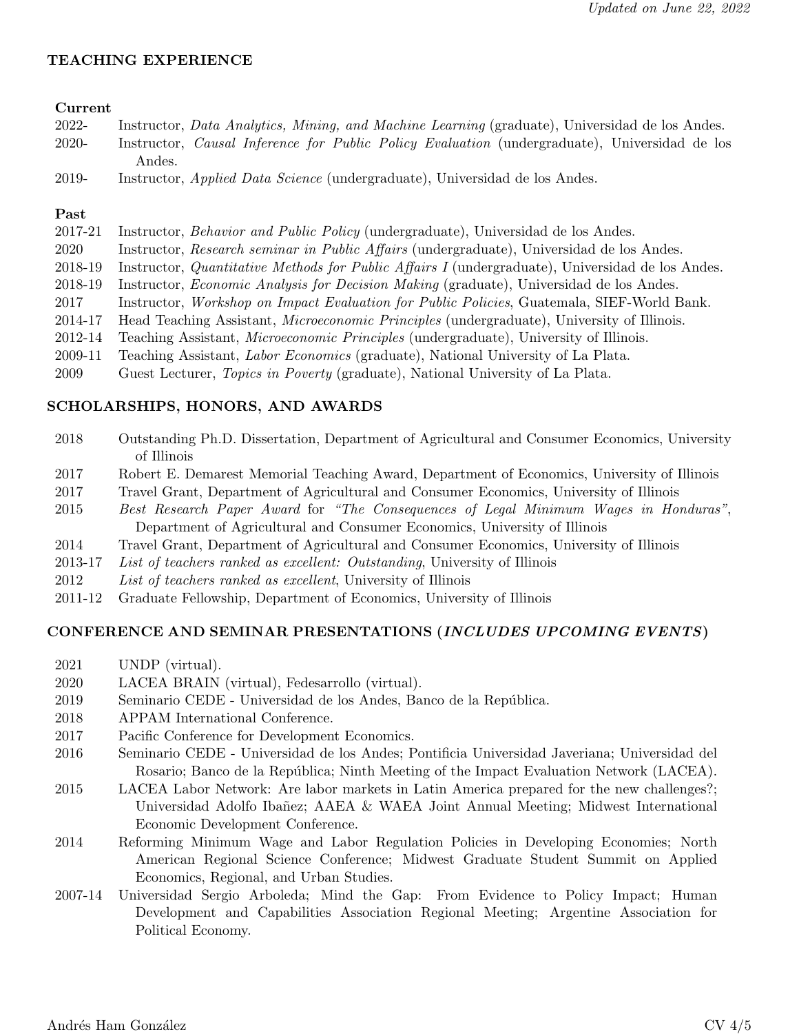## TEACHING EXPERIENCE

### Current

- 2022- Instructor, *Data Analytics, Mining, and Machine Learning* (graduate), Universidad de los Andes.
- 2020- Instructor, *Causal Inference for Public Policy Evaluation* (undergraduate), Universidad de los Andes.
- 2019- Instructor, *Applied Data Science* (undergraduate), Universidad de los Andes.

### Past

- 2017-21 Instructor, *Behavior and Public Policy* (undergraduate), Universidad de los Andes.
- 2020 Instructor, *Research seminar in Public Affairs* (undergraduate), Universidad de los Andes.
- 2018-19 Instructor, *Quantitative Methods for Public Affairs I* (undergraduate), Universidad de los Andes.
- 2018-19 Instructor, *Economic Analysis for Decision Making* (graduate), Universidad de los Andes.
- 2017 Instructor, *Workshop on Impact Evaluation for Public Policies*, Guatemala, SIEF-World Bank.
- 2014-17 Head Teaching Assistant, *Microeconomic Principles* (undergraduate), University of Illinois.
- 2012-14 Teaching Assistant, *Microeconomic Principles* (undergraduate), University of Illinois.
- 2009-11 Teaching Assistant, *Labor Economics* (graduate), National University of La Plata.
- 2009 Guest Lecturer, *Topics in Poverty* (graduate), National University of La Plata.

## SCHOLARSHIPS, HONORS, AND AWARDS

- 2018 Outstanding Ph.D. Dissertation, Department of Agricultural and Consumer Economics, University of Illinois
- 2017 Robert E. Demarest Memorial Teaching Award, Department of Economics, University of Illinois
- 2017 Travel Grant, Department of Agricultural and Consumer Economics, University of Illinois
- 2015 *Best Research Paper Award* for *"The Consequences of Legal Minimum Wages in Honduras"*, Department of Agricultural and Consumer Economics, University of Illinois
- 2014 Travel Grant, Department of Agricultural and Consumer Economics, University of Illinois
- 2013-17 *List of teachers ranked as excellent: Outstanding*, University of Illinois
- 2012 *List of teachers ranked as excellent*, University of Illinois
- 2011-12 Graduate Fellowship, Department of Economics, University of Illinois

## CONFERENCE AND SEMINAR PRESENTATIONS (*INCLUDES UPCOMING EVENTS*)

- 2021 UNDP (virtual).
- 2020 LACEA BRAIN (virtual), Fedesarrollo (virtual).
- 2019 Seminario CEDE - Universidad de los Andes, Banco de la República.
- 2018 APPAM International Conference.
- 2017 Pacific Conference for Development Economics.
- 2016 Seminario CEDE - Universidad de los Andes; Pontificia Universidad Javeriana; Universidad del Rosario; Banco de la República; Ninth Meeting of the Impact Evaluation Network (LACEA).
- 2015 LACEA Labor Network: Are labor markets in Latin America prepared for the new challenges?; Universidad Adolfo Ibañez; AAEA & WAEA Joint Annual Meeting; Midwest International Economic Development Conference.
- 2014 Reforming Minimum Wage and Labor Regulation Policies in Developing Economies; North American Regional Science Conference; Midwest Graduate Student Summit on Applied Economics, Regional, and Urban Studies.
- 2007-14 Universidad Sergio Arboleda; Mind the Gap: From Evidence to Policy Impact; Human Development and Capabilities Association Regional Meeting; Argentine Association for Political Economy.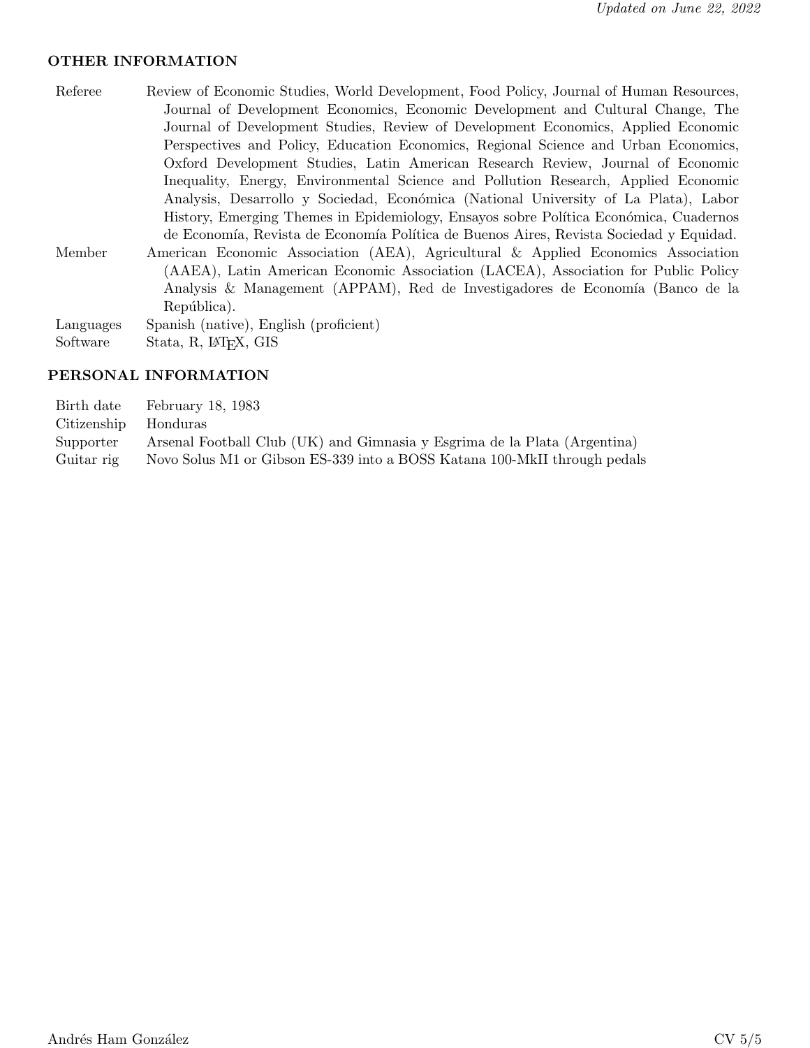## OTHER INFORMATION

| | |
|---|---|
| Referee | Review of Economic Studies, World Development, Food Policy, Journal of Human Resources, Journal of Development Economics, Economic Development and Cultural Change, The Journal of Development Studies, Review of Development Economics, Applied Economic Perspectives and Policy, Education Economics, Regional Science and Urban Economics, Oxford Development Studies, Latin American Research Review, Journal of Economic Inequality, Energy, Environmental Science and Pollution Research, Applied Economic Analysis, Desarrollo y Sociedad, Económica (National University of La Plata), Labor History, Emerging Themes in Epidemiology, Ensayos sobre Política Económica, Cuadernos de Economía, Revista de Economía Política de Buenos Aires, Revista Sociedad y Equidad. |
| Member | American Economic Association (AEA), Agricultural & Applied Economics Association (AAEA), Latin American Economic Association (LACEA), Association for Public Policy Analysis & Management (APPAM), Red de Investigadores de Economía (Banco de la República). |
| Languages | Spanish (native), English (proficient) |
| Software | Stata, R, LaTeX, GIS |

## PERSONAL INFORMATION

| | |
|---|---|
| Birth date | February 18, 1983 |
| Citizenship | Honduras |
| Supporter | Arsenal Football Club (UK) and Gimnasia y Esgrima de la Plata (Argentina) |
| Guitar rig | Novo Solus M1 or Gibson ES-339 into a BOSS Katana 100-MkII through pedals |